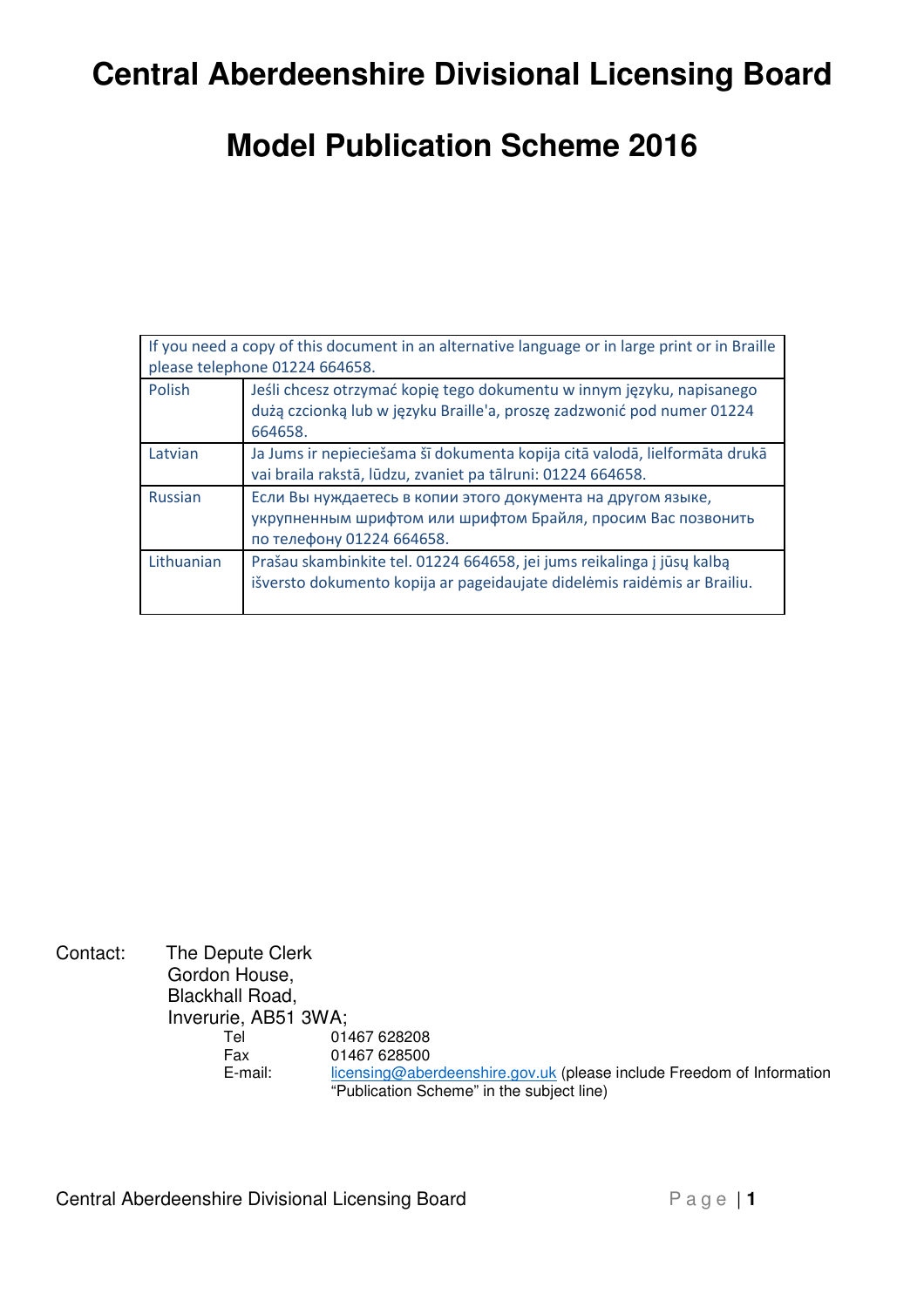# Central Aberdeenshire Divisional Licensing Board

# Model Publication Scheme 2016

| If you need a copy of this document in an alternative language or in large print or in Braille please telephone 01224 664658. | |
|---|---|
| Polish | Jeśli chcesz otrzymać kopię tego dokumentu w innym języku, napisanego dużą czcionką lub w języku Braille'a, proszę zadzwonić pod numer 01224 664658. |
| Latvian | Ja Jums ir nepieciešama šī dokumenta kopija citā valodā, lielformāta drukā vai braila rakstā, lūdzu, zvaniet pa tālruni: 01224 664658. |
| Russian | Если Вы нуждаетесь в копии этого документа на другом языке, укрупненным шрифтом или шрифтом Брайля, просим Вас позвонить по телефону 01224 664658. |
| Lithuanian | Prašau skambinkite tel. 01224 664658, jei jums reikalinga į jūsų kalbą išversto dokumento kopija ar pageidaujate didelėmis raidėmis ar Brailiu. |

Contact: The Depute Clerk
Gordon House,
Blackhall Road,
Inverurie, AB51 3WA;

Tel 01467 628208
Fax 01467 628500
E-mail: licensing@aberdeenshire.gov.uk (please include Freedom of Information "Publication Scheme" in the subject line)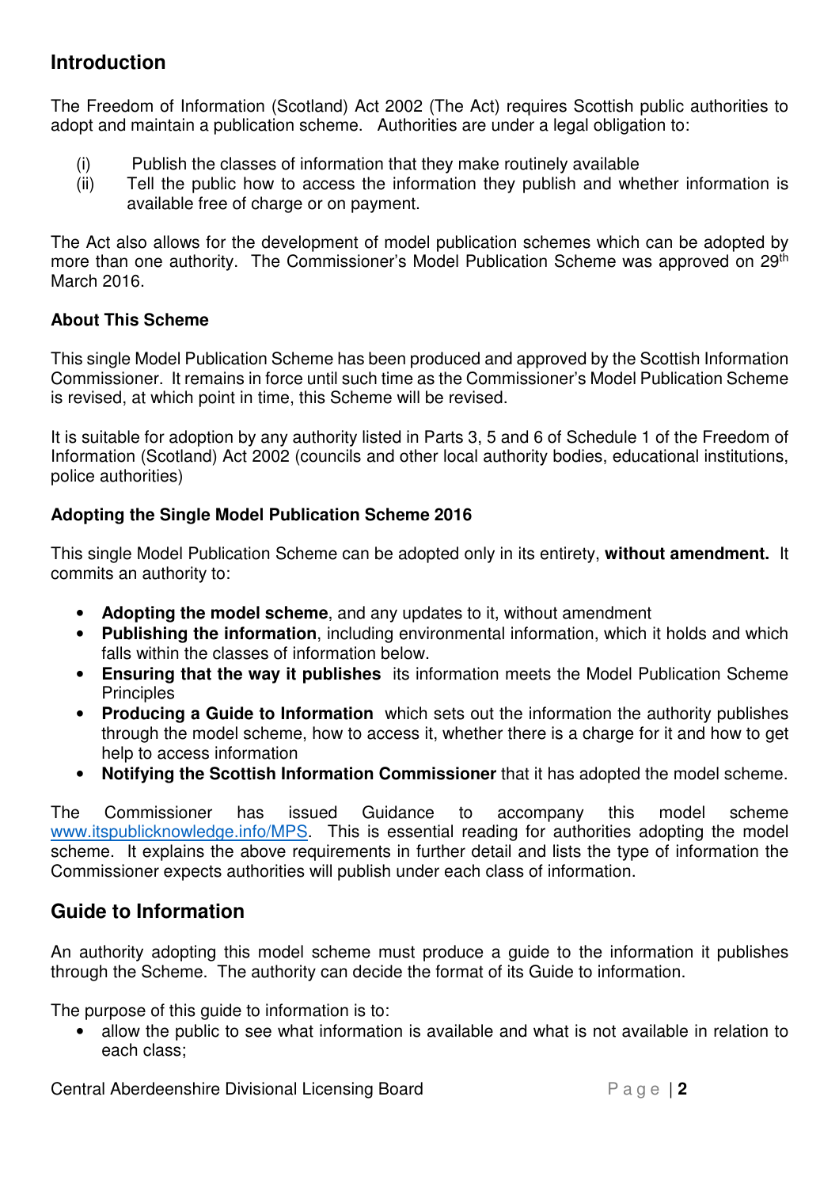## Introduction

The Freedom of Information (Scotland) Act 2002 (The Act) requires Scottish public authorities to adopt and maintain a publication scheme. Authorities are under a legal obligation to:

(i) Publish the classes of information that they make routinely available
(ii) Tell the public how to access the information they publish and whether information is available free of charge or on payment.

The Act also allows for the development of model publication schemes which can be adopted by more than one authority. The Commissioner's Model Publication Scheme was approved on 29th March 2016.

### About This Scheme

This single Model Publication Scheme has been produced and approved by the Scottish Information Commissioner. It remains in force until such time as the Commissioner's Model Publication Scheme is revised, at which point in time, this Scheme will be revised.

It is suitable for adoption by any authority listed in Parts 3, 5 and 6 of Schedule 1 of the Freedom of Information (Scotland) Act 2002 (councils and other local authority bodies, educational institutions, police authorities)

### Adopting the Single Model Publication Scheme 2016

This single Model Publication Scheme can be adopted only in its entirety, **without amendment.** It commits an authority to:

- **Adopting the model scheme**, and any updates to it, without amendment
- **Publishing the information**, including environmental information, which it holds and which falls within the classes of information below.
- **Ensuring that the way it publishes** its information meets the Model Publication Scheme Principles
- **Producing a Guide to Information** which sets out the information the authority publishes through the model scheme, how to access it, whether there is a charge for it and how to get help to access information
- **Notifying the Scottish Information Commissioner** that it has adopted the model scheme.

The Commissioner has issued Guidance to accompany this model scheme www.itspublicknowledge.info/MPS. This is essential reading for authorities adopting the model scheme. It explains the above requirements in further detail and lists the type of information the Commissioner expects authorities will publish under each class of information.

## Guide to Information

An authority adopting this model scheme must produce a guide to the information it publishes through the Scheme. The authority can decide the format of its Guide to information.

The purpose of this guide to information is to:

- allow the public to see what information is available and what is not available in relation to each class;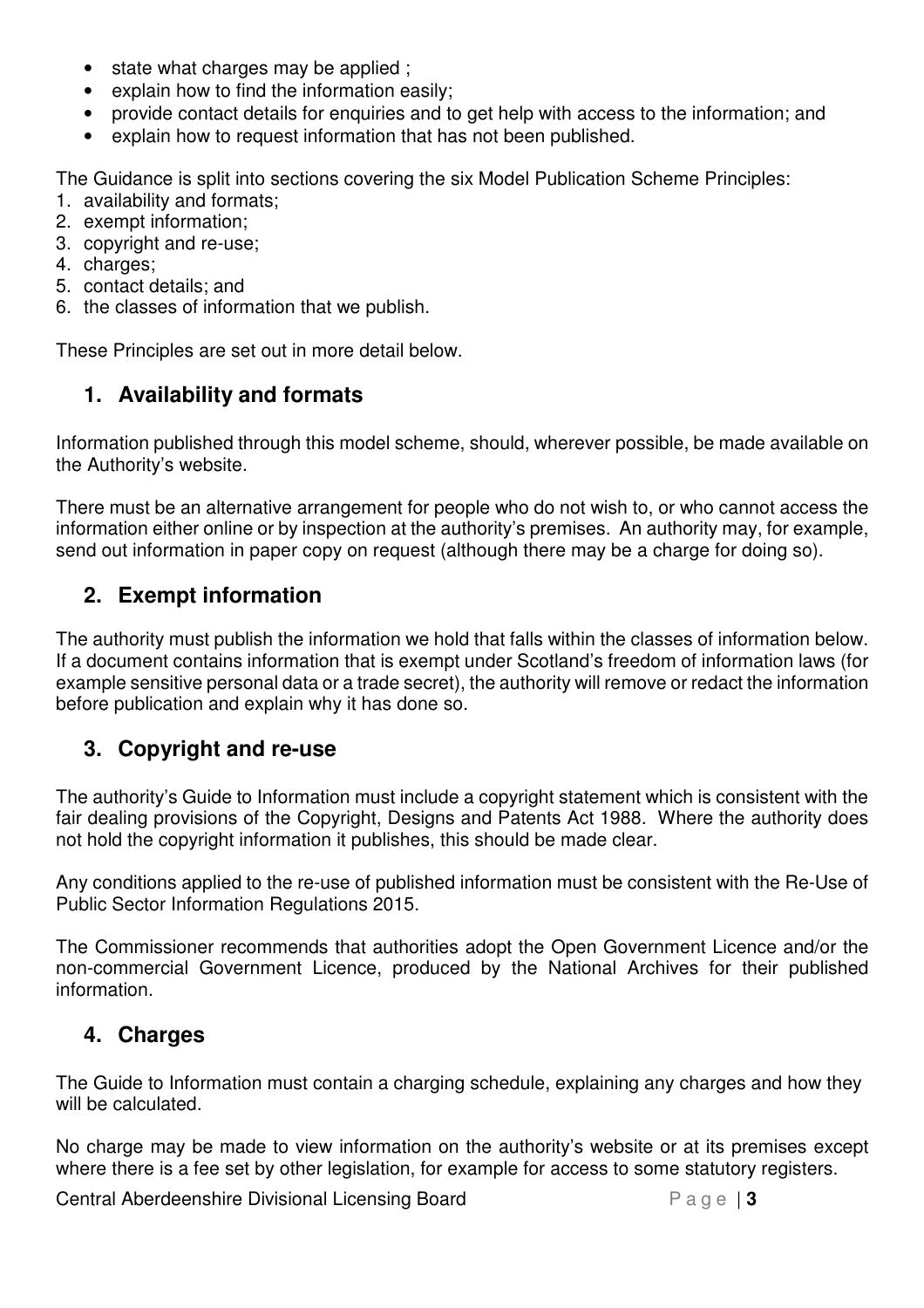- state what charges may be applied ;
- explain how to find the information easily;
- provide contact details for enquiries and to get help with access to the information; and
- explain how to request information that has not been published.

The Guidance is split into sections covering the six Model Publication Scheme Principles:

1. availability and formats;
2. exempt information;
3. copyright and re-use;
4. charges;
5. contact details; and
6. the classes of information that we publish.

These Principles are set out in more detail below.

## 1. Availability and formats

Information published through this model scheme, should, wherever possible, be made available on the Authority's website.

There must be an alternative arrangement for people who do not wish to, or who cannot access the information either online or by inspection at the authority's premises. An authority may, for example, send out information in paper copy on request (although there may be a charge for doing so).

## 2. Exempt information

The authority must publish the information we hold that falls within the classes of information below. If a document contains information that is exempt under Scotland's freedom of information laws (for example sensitive personal data or a trade secret), the authority will remove or redact the information before publication and explain why it has done so.

## 3. Copyright and re-use

The authority's Guide to Information must include a copyright statement which is consistent with the fair dealing provisions of the Copyright, Designs and Patents Act 1988. Where the authority does not hold the copyright information it publishes, this should be made clear.

Any conditions applied to the re-use of published information must be consistent with the Re-Use of Public Sector Information Regulations 2015.

The Commissioner recommends that authorities adopt the Open Government Licence and/or the non-commercial Government Licence, produced by the National Archives for their published information.

## 4. Charges

The Guide to Information must contain a charging schedule, explaining any charges and how they will be calculated.

No charge may be made to view information on the authority's website or at its premises except where there is a fee set by other legislation, for example for access to some statutory registers.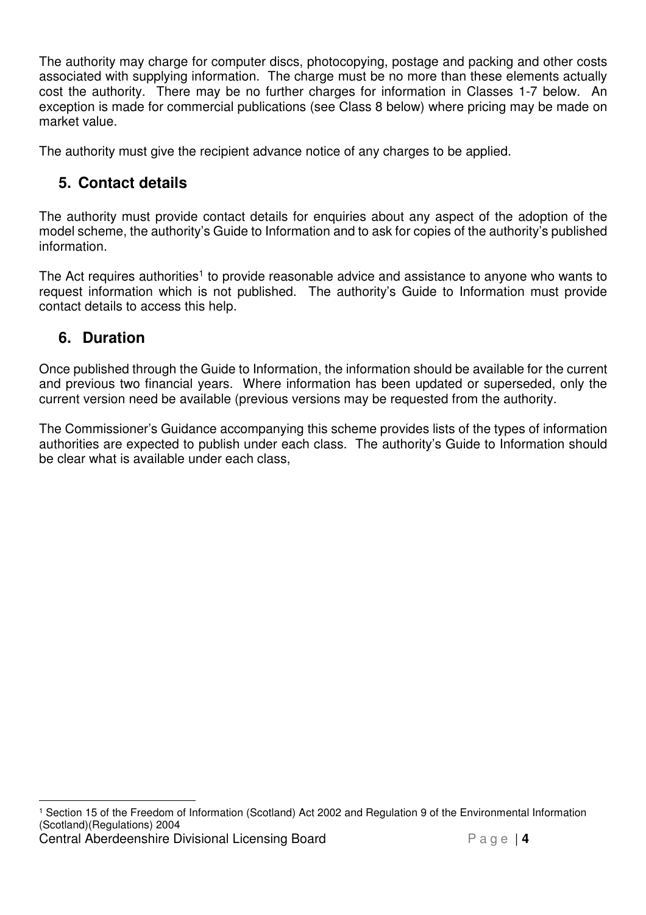The authority may charge for computer discs, photocopying, postage and packing and other costs associated with supplying information. The charge must be no more than these elements actually cost the authority. There may be no further charges for information in Classes 1-7 below. An exception is made for commercial publications (see Class 8 below) where pricing may be made on market value.

The authority must give the recipient advance notice of any charges to be applied.

## 5. Contact details

The authority must provide contact details for enquiries about any aspect of the adoption of the model scheme, the authority's Guide to Information and to ask for copies of the authority's published information.

The Act requires authorities[1] to provide reasonable advice and assistance to anyone who wants to request information which is not published. The authority's Guide to Information must provide contact details to access this help.

## 6. Duration

Once published through the Guide to Information, the information should be available for the current and previous two financial years. Where information has been updated or superseded, only the current version need be available (previous versions may be requested from the authority.

The Commissioner's Guidance accompanying this scheme provides lists of the types of information authorities are expected to publish under each class. The authority's Guide to Information should be clear what is available under each class,

---

[1] Section 15 of the Freedom of Information (Scotland) Act 2002 and Regulation 9 of the Environmental Information (Scotland)(Regulations) 2004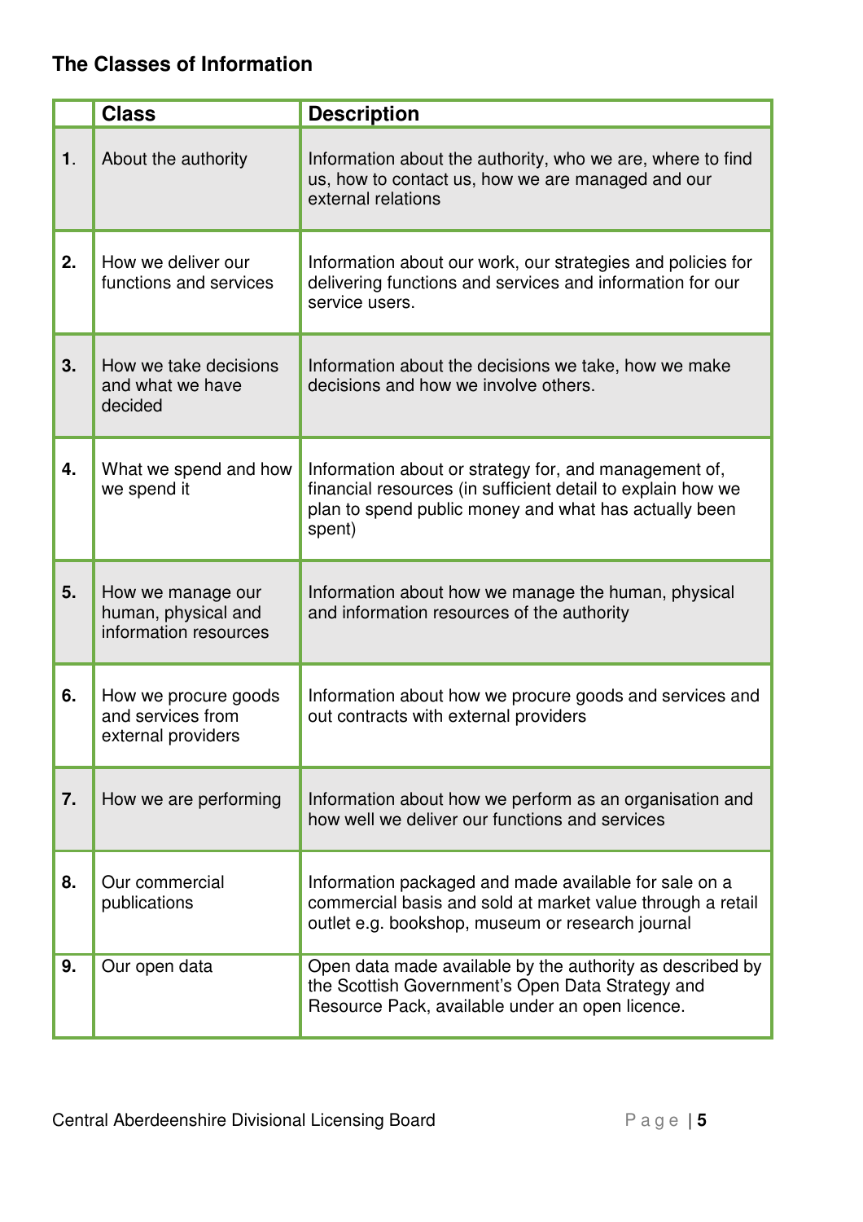## The Classes of Information

| | Class | Description |
|---|---|---|
| 1. | About the authority | Information about the authority, who we are, where to find us, how to contact us, how we are managed and our external relations |
| 2. | How we deliver our functions and services | Information about our work, our strategies and policies for delivering functions and services and information for our service users. |
| 3. | How we take decisions and what we have decided | Information about the decisions we take, how we make decisions and how we involve others. |
| 4. | What we spend and how we spend it | Information about or strategy for, and management of, financial resources (in sufficient detail to explain how we plan to spend public money and what has actually been spent) |
| 5. | How we manage our human, physical and information resources | Information about how we manage the human, physical and information resources of the authority |
| 6. | How we procure goods and services from external providers | Information about how we procure goods and services and out contracts with external providers |
| 7. | How we are performing | Information about how we perform as an organisation and how well we deliver our functions and services |
| 8. | Our commercial publications | Information packaged and made available for sale on a commercial basis and sold at market value through a retail outlet e.g. bookshop, museum or research journal |
| 9. | Our open data | Open data made available by the authority as described by the Scottish Government's Open Data Strategy and Resource Pack, available under an open licence. |